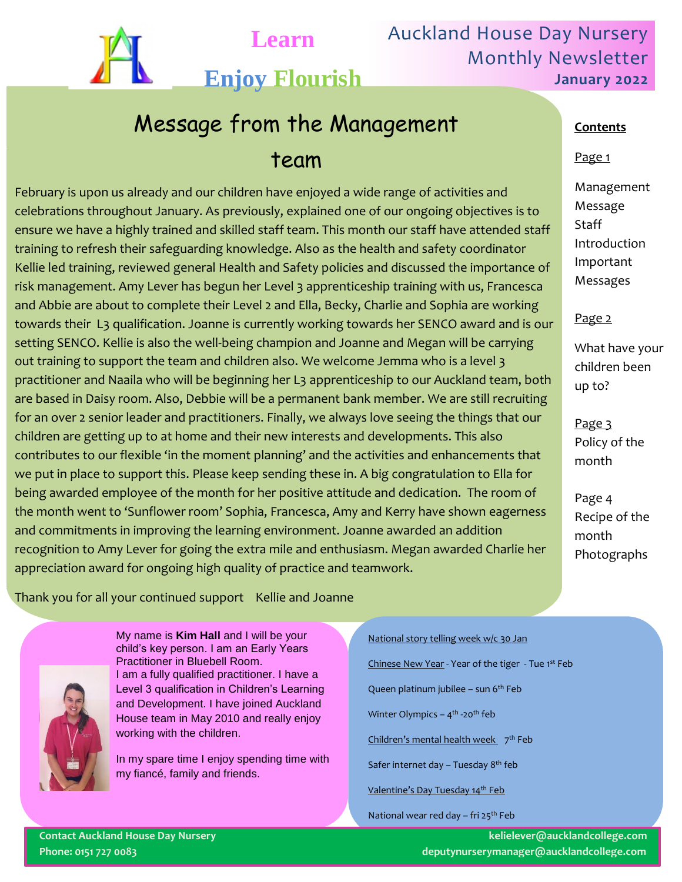Learn

Enjoy Flourish

# Auckland House Day Nursery Monthly Newsletter

**January 2022**

## Message from the Management team

February is upon us already and our children have enjoyed a wide range of activities and celebrations throughout January. As previously, explained one of our ongoing objectives is to ensure we have a highly trained and skilled staff team. This month our staff have attended staff training to refresh their safeguarding knowledge. Also as the health and safety coordinator Kellie led training, reviewed general Health and Safety policies and discussed the importance of risk management. Amy Lever has begun her Level 3 apprenticeship training with us, Francesca and Abbie are about to complete their Level 2 and Ella, Becky, Charlie and Sophia are working towards their L3 qualification. Joanne is currently working towards her SENCO award and is our setting SENCO. Kellie is also the well-being champion and Joanne and Megan will be carrying out training to support the team and children also. We welcome Jemma who is a level 3 practitioner and Naaila who will be beginning her L3 apprenticeship to our Auckland team, both are based in Daisy room. Also, Debbie will be a permanent bank member. We are still recruiting for an over 2 senior leader and practitioners. Finally, we always love seeing the things that our children are getting up to at home and their new interests and developments. This also contributes to our flexible 'in the moment planning' and the activities and enhancements that we put in place to support this. Please keep sending these in. A big congratulation to Ella for being awarded employee of the month for her positive attitude and dedication. The room of the month went to 'Sunflower room' Sophia, Francesca, Amy and Kerry have shown eagerness and commitments in improving the learning environment. Joanne awarded an addition recognition to Amy Lever for going the extra mile and enthusiasm. Megan awarded Charlie her appreciation award for ongoing high quality of practice and teamwork.

Thank you for all your continued support Kellie and Joanne

**Contents**

Page 1

Management Message
Staff Introduction
Important Messages

Page 2

What have your children been up to?

Page 3
Policy of the month

Page 4
Recipe of the month
Photographs

My name is **Kim Hall** and I will be your child's key person. I am an Early Years Practitioner in Bluebell Room.
I am a fully qualified practitioner. I have a Level 3 qualification in Children's Learning and Development. I have joined Auckland House team in May 2010 and really enjoy working with the children.

In my spare time I enjoy spending time with my fiancé, family and friends.

National story telling week w/c 30 Jan

Chinese New Year - Year of the tiger - Tue 1st Feb

Queen platinum jubilee – sun 6th Feb

Winter Olympics – 4th -20th feb

Children's mental health week 7th Feb

Safer internet day – Tuesday 8th feb

Valentine's Day Tuesday 14th Feb

National wear red day – fri 25th Feb

**Contact Auckland House Day Nursery**
**Phone: 0151 727 0083**
**kelielever@aucklandcollege.com**
**deputynurserymanager@aucklandcollege.com**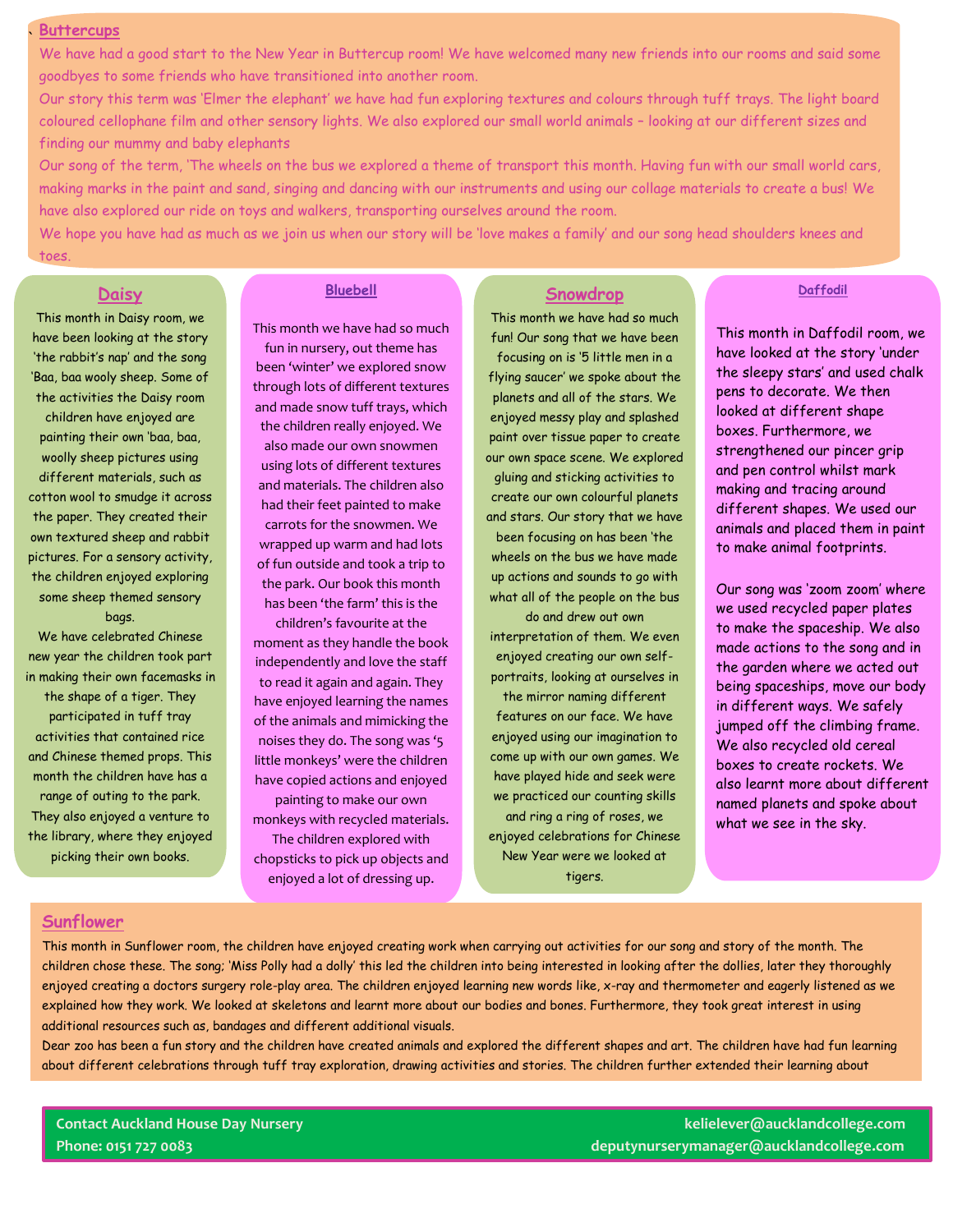## Buttercups

We have had a good start to the New Year in Buttercup room! We have welcomed many new friends into our rooms and said some goodbyes to some friends who have transitioned into another room.

Our story this term was 'Elmer the elephant' we have had fun exploring textures and colours through tuff trays. The light board coloured cellophane film and other sensory lights. We also explored our small world animals – looking at our different sizes and finding our mummy and baby elephants

Our song of the term, 'The wheels on the bus we explored a theme of transport this month. Having fun with our small world cars, making marks in the paint and sand, singing and dancing with our instruments and using our collage materials to create a bus! We have also explored our ride on toys and walkers, transporting ourselves around the room.

We hope you have had as much as we join us when our story will be 'love makes a family' and our song head shoulders knees and toes.

## Daisy

This month in Daisy room, we have been looking at the story 'the rabbit's nap' and the song 'Baa, baa wooly sheep. Some of the activities the Daisy room children have enjoyed are painting their own 'baa, baa, woolly sheep pictures using different materials, such as cotton wool to smudge it across the paper. They created their own textured sheep and rabbit pictures. For a sensory activity, the children enjoyed exploring some sheep themed sensory bags.

We have celebrated Chinese new year the children took part in making their own facemasks in the shape of a tiger. They participated in tuff tray activities that contained rice and Chinese themed props. This month the children have has a range of outing to the park. They also enjoyed a venture to the library, where they enjoyed picking their own books.

## Bluebell

This month we have had so much fun in nursery, out theme has been 'winter' we explored snow through lots of different textures and made snow tuff trays, which the children really enjoyed. We also made our own snowmen using lots of different textures and materials. The children also had their feet painted to make carrots for the snowmen. We wrapped up warm and had lots of fun outside and took a trip to the park. Our book this month has been 'the farm' this is the children's favourite at the moment as they handle the book independently and love the staff to read it again and again. They have enjoyed learning the names of the animals and mimicking the noises they do. The song was '5 little monkeys' were the children have copied actions and enjoyed painting to make our own monkeys with recycled materials. The children explored with chopsticks to pick up objects and enjoyed a lot of dressing up.

## Snowdrop

This month we have had so much fun! Our song that we have been focusing on is '5 little men in a flying saucer' we spoke about the planets and all of the stars. We enjoyed messy play and splashed paint over tissue paper to create our own space scene. We explored gluing and sticking activities to create our own colourful planets and stars. Our story that we have been focusing on has been 'the wheels on the bus we have made up actions and sounds to go with what all of the people on the bus do and drew out own interpretation of them. We even enjoyed creating our own self-portraits, looking at ourselves in the mirror naming different features on our face. We have enjoyed using our imagination to come up with our own games. We have played hide and seek were we practiced our counting skills and ring a ring of roses, we enjoyed celebrations for Chinese New Year were we looked at tigers.

## Daffodil

This month in Daffodil room, we have looked at the story 'under the sleepy stars' and used chalk pens to decorate. We then looked at different shape boxes. Furthermore, we strengthened our pincer grip and pen control whilst mark making and tracing around different shapes. We used our animals and placed them in paint to make animal footprints.

Our song was 'zoom zoom' where we used recycled paper plates to make the spaceship. We also made actions to the song and in the garden where we acted out being spaceships, move our body in different ways. We safely jumped off the climbing frame. We also recycled old cereal boxes to create rockets. We also learnt more about different named planets and spoke about what we see in the sky.

## Sunflower

This month in Sunflower room, the children have enjoyed creating work when carrying out activities for our song and story of the month. The children chose these. The song; 'Miss Polly had a dolly' this led the children into being interested in looking after the dollies, later they thoroughly enjoyed creating a doctors surgery role-play area. The children enjoyed learning new words like, x-ray and thermometer and eagerly listened as we explained how they work. We looked at skeletons and learnt more about our bodies and bones. Furthermore, they took great interest in using additional resources such as, bandages and different additional visuals.

Dear zoo has been a fun story and the children have created animals and explored the different shapes and art. The children have had fun learning about different celebrations through tuff tray exploration, drawing activities and stories. The children further extended their learning about

**Contact Auckland House Day Nursery**
**Phone: 0151 727 0083**

**kelielever@aucklandcollege.com**
**deputynurserymanager@aucklandcollege.com**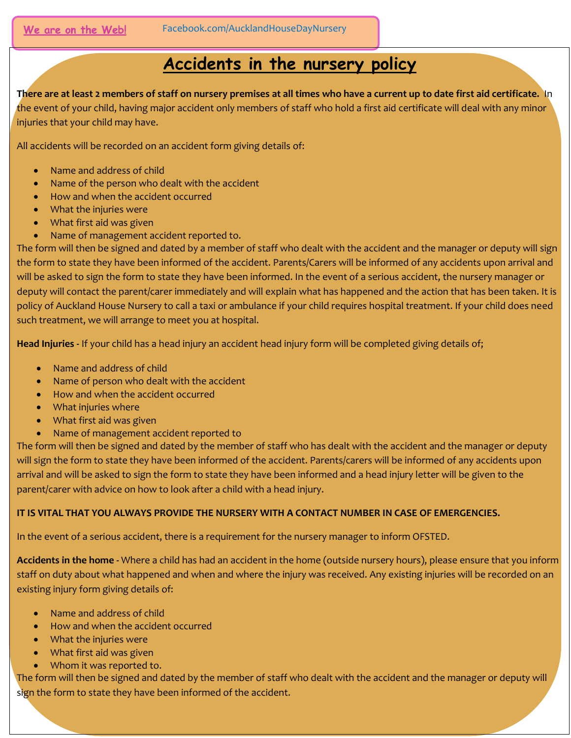We are on the Web! Facebook.com/AucklandHouseDayNursery

# Accidents in the nursery policy

**There are at least 2 members of staff on nursery premises at all times who have a current up to date first aid certificate.** In the event of your child, having major accident only members of staff who hold a first aid certificate will deal with any minor injuries that your child may have.

All accidents will be recorded on an accident form giving details of:

- Name and address of child
- Name of the person who dealt with the accident
- How and when the accident occurred
- What the injuries were
- What first aid was given
- Name of management accident reported to.

The form will then be signed and dated by a member of staff who dealt with the accident and the manager or deputy will sign the form to state they have been informed of the accident. Parents/Carers will be informed of any accidents upon arrival and will be asked to sign the form to state they have been informed. In the event of a serious accident, the nursery manager or deputy will contact the parent/carer immediately and will explain what has happened and the action that has been taken. It is policy of Auckland House Nursery to call a taxi or ambulance if your child requires hospital treatment. If your child does need such treatment, we will arrange to meet you at hospital.

**Head Injuries** - If your child has a head injury an accident head injury form will be completed giving details of;

- Name and address of child
- Name of person who dealt with the accident
- How and when the accident occurred
- What injuries where
- What first aid was given
- Name of management accident reported to

The form will then be signed and dated by the member of staff who has dealt with the accident and the manager or deputy will sign the form to state they have been informed of the accident. Parents/carers will be informed of any accidents upon arrival and will be asked to sign the form to state they have been informed and a head injury letter will be given to the parent/carer with advice on how to look after a child with a head injury.

**IT IS VITAL THAT YOU ALWAYS PROVIDE THE NURSERY WITH A CONTACT NUMBER IN CASE OF EMERGENCIES.**

In the event of a serious accident, there is a requirement for the nursery manager to inform OFSTED.

**Accidents in the home** - Where a child has had an accident in the home (outside nursery hours), please ensure that you inform staff on duty about what happened and when and where the injury was received. Any existing injuries will be recorded on an existing injury form giving details of:

- Name and address of child
- How and when the accident occurred
- What the injuries were
- What first aid was given
- Whom it was reported to.

The form will then be signed and dated by the member of staff who dealt with the accident and the manager or deputy will sign the form to state they have been informed of the accident.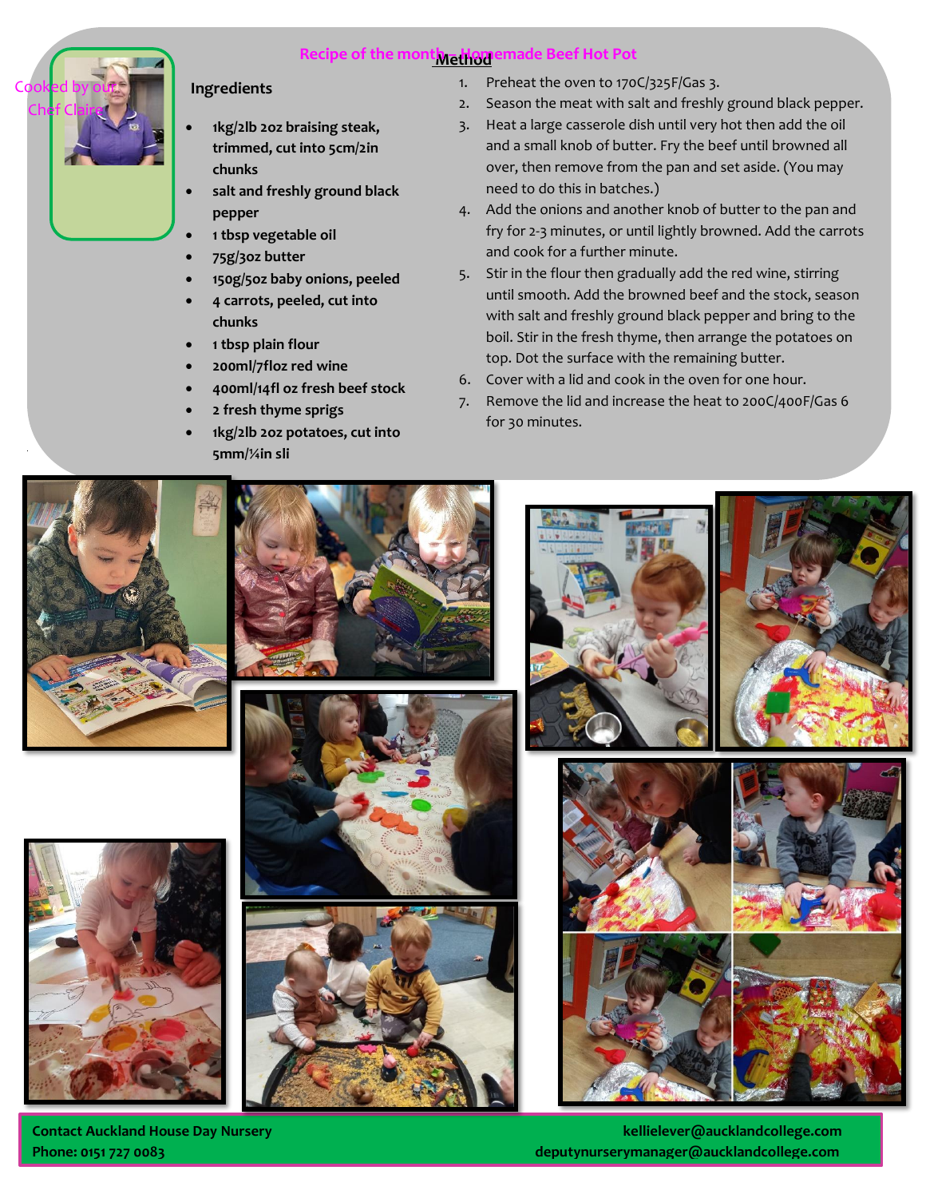## Recipe of the month – Homemade Beef Hot Pot

Cooked by our Chef Claire

### Ingredients

- 1kg/2lb 2oz braising steak, trimmed, cut into 5cm/2in chunks
- salt and freshly ground black pepper
- 1 tbsp vegetable oil
- 75g/3oz butter
- 150g/5oz baby onions, peeled
- 4 carrots, peeled, cut into chunks
- 1 tbsp plain flour
- 200ml/7floz red wine
- 400ml/14fl oz fresh beef stock
- 2 fresh thyme sprigs
- 1kg/2lb 2oz potatoes, cut into 5mm/¼in sli

### Method

1. Preheat the oven to 170C/325F/Gas 3.
2. Season the meat with salt and freshly ground black pepper.
3. Heat a large casserole dish until very hot then add the oil and a small knob of butter. Fry the beef until browned all over, then remove from the pan and set aside. (You may need to do this in batches.)
4. Add the onions and another knob of butter to the pan and fry for 2-3 minutes, or until lightly browned. Add the carrots and cook for a further minute.
5. Stir in the flour then gradually add the red wine, stirring until smooth. Add the browned beef and the stock, season with salt and freshly ground black pepper and bring to the boil. Stir in the fresh thyme, then arrange the potatoes on top. Dot the surface with the remaining butter.
6. Cover with a lid and cook in the oven for one hour.
7. Remove the lid and increase the heat to 200C/400F/Gas 6 for 30 minutes.

**Contact Auckland House Day Nursery**
**Phone: 0151 727 0083**

**kellielever@aucklandcollege.com**
**deputynurserymanager@aucklandcollege.com**